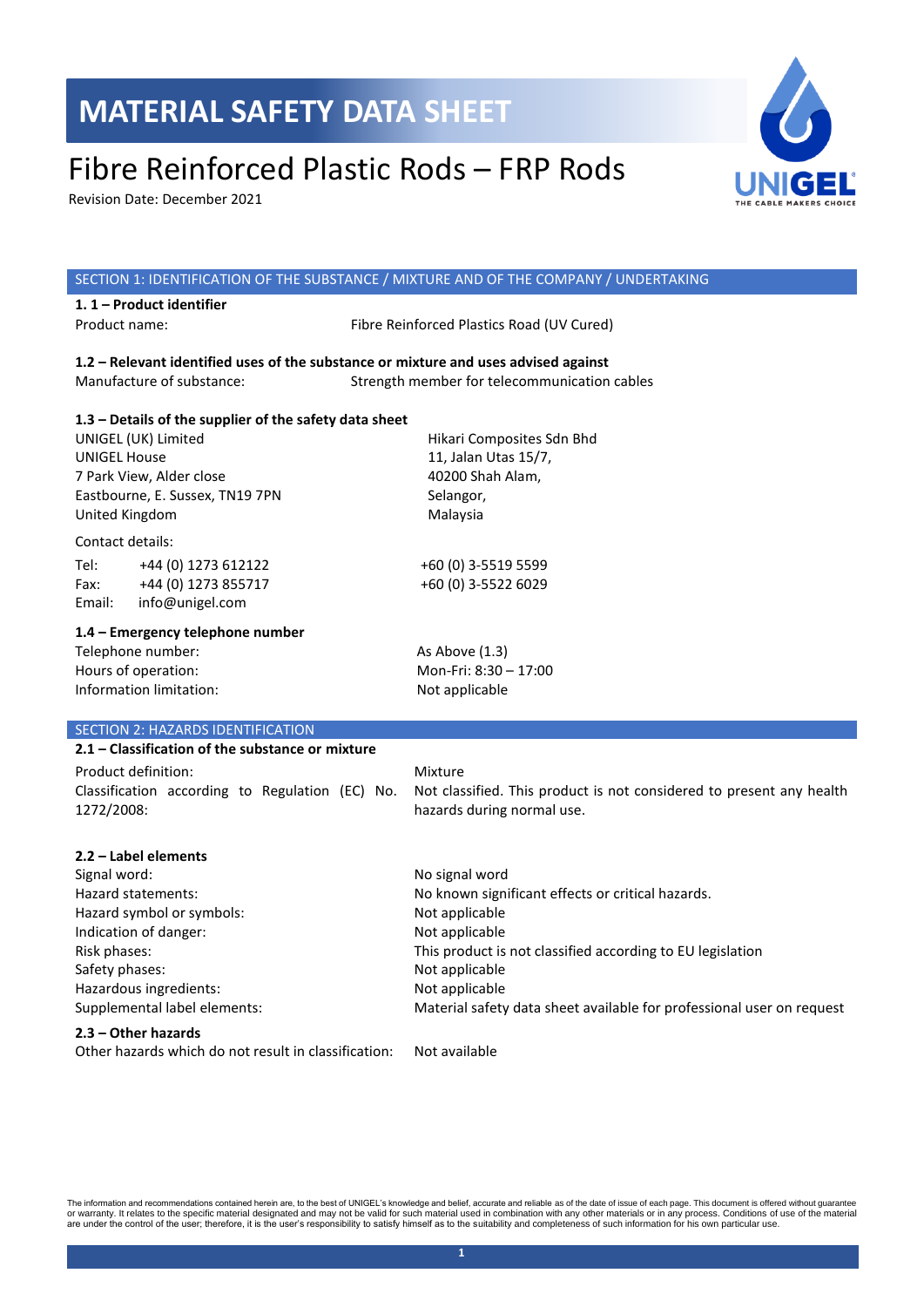# MATERIAL SAFETY DATA SHEET

## Fibre Reinforced Plastic Rods – FRP Rods

Revision Date: December 2021

### SECTION 1: IDENTIFICATION OF THE SUBSTANCE / MIXTURE AND OF THE COMPANY / UNDERTAKING

**1. 1 – Product identifier**

| | |
|---|---|
| Product name: | Fibre Reinforced Plastics Road (UV Cured) |

**1.2 – Relevant identified uses of the substance or mixture and uses advised against**

| | |
|---|---|
| Manufacture of substance: | Strength member for telecommunication cables |

**1.3 – Details of the supplier of the safety data sheet**

| | |
|---|---|
| UNIGEL (UK) Limited<br>UNIGEL House<br>7 Park View, Alder close<br>Eastbourne, E. Sussex, TN19 7PN<br>United Kingdom | Hikari Composites Sdn Bhd<br>11, Jalan Utas 15/7,<br>40200 Shah Alam,<br>Selangor,<br>Malaysia |

Contact details:

| | | |
|---|---|---|
| Tel: | +44 (0) 1273 612122 | +60 (0) 3-5519 5599 |
| Fax: | +44 (0) 1273 855717 | +60 (0) 3-5522 6029 |
| Email: | info@unigel.com | |

**1.4 – Emergency telephone number**

| | |
|---|---|
| Telephone number: | As Above (1.3) |
| Hours of operation: | Mon-Fri: 8:30 – 17:00 |
| Information limitation: | Not applicable |

### SECTION 2: HAZARDS IDENTIFICATION

**2.1 – Classification of the substance or mixture**

| | |
|---|---|
| Product definition: | Mixture |
| Classification according to Regulation (EC) No. 1272/2008: | Not classified. This product is not considered to present any health hazards during normal use. |

**2.2 – Label elements**

| | |
|---|---|
| Signal word: | No signal word |
| Hazard statements: | No known significant effects or critical hazards. |
| Hazard symbol or symbols: | Not applicable |
| Indication of danger: | Not applicable |
| Risk phases: | This product is not classified according to EU legislation |
| Safety phases: | Not applicable |
| Hazardous ingredients: | Not applicable |
| Supplemental label elements: | Material safety data sheet available for professional user on request |

**2.3 – Other hazards**

| | |
|---|---|
| Other hazards which do not result in classification: | Not available |

The information and recommendations contained herein are, to the best of UNIGEL's knowledge and belief, accurate and reliable as of the date of issue of each page. This document is offered without guarantee or warranty. It relates to the specific material designated and may not be valid for such material used in combination with any other materials or in any process. Conditions of use of the material are under the control of the user; therefore, it is the user's responsibility to satisfy himself as to the suitability and completeness of such information for his own particular use.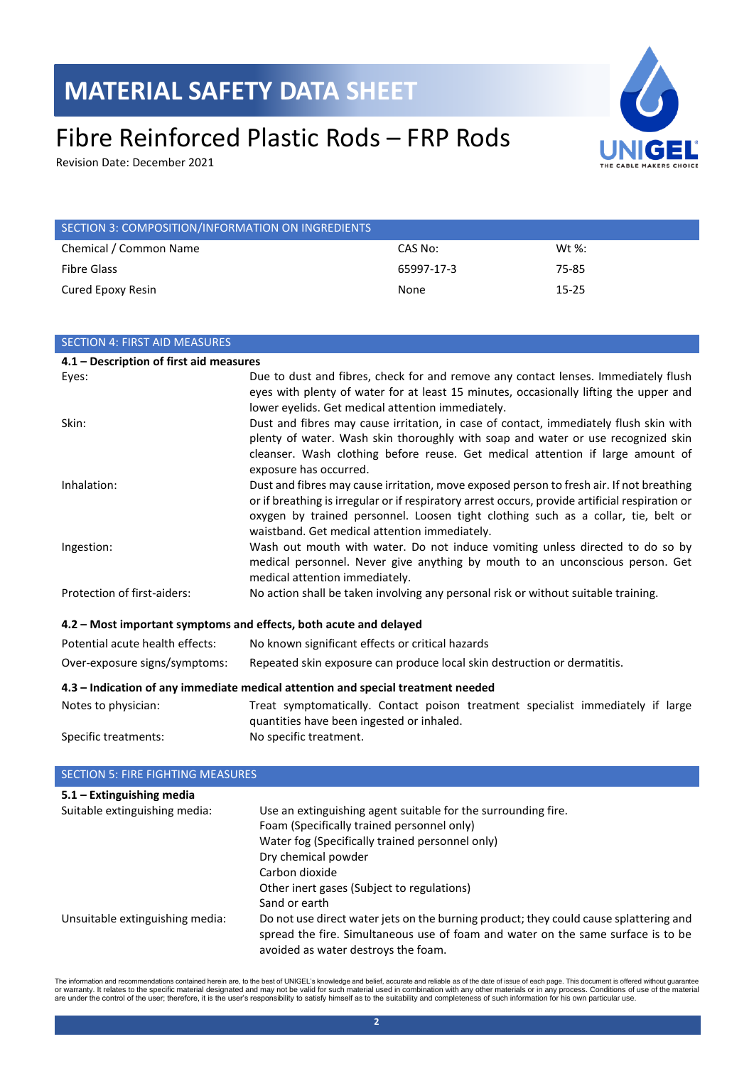# MATERIAL SAFETY DATA SHEET

# Fibre Reinforced Plastic Rods – FRP Rods

Revision Date: December 2021

## SECTION 3: COMPOSITION/INFORMATION ON INGREDIENTS

| Chemical / Common Name | CAS No: | Wt %: |
|---|---|---|
| Fibre Glass | 65997-17-3 | 75-85 |
| Cured Epoxy Resin | None | 15-25 |

## SECTION 4: FIRST AID MEASURES

**4.1 – Description of first aid measures**

| | |
|---|---|
| Eyes: | Due to dust and fibres, check for and remove any contact lenses. Immediately flush eyes with plenty of water for at least 15 minutes, occasionally lifting the upper and lower eyelids. Get medical attention immediately. |
| Skin: | Dust and fibres may cause irritation, in case of contact, immediately flush skin with plenty of water. Wash skin thoroughly with soap and water or use recognized skin cleanser. Wash clothing before reuse. Get medical attention if large amount of exposure has occurred. |
| Inhalation: | Dust and fibres may cause irritation, move exposed person to fresh air. If not breathing or if breathing is irregular or if respiratory arrest occurs, provide artificial respiration or oxygen by trained personnel. Loosen tight clothing such as a collar, tie, belt or waistband. Get medical attention immediately. |
| Ingestion: | Wash out mouth with water. Do not induce vomiting unless directed to do so by medical personnel. Never give anything by mouth to an unconscious person. Get medical attention immediately. |
| Protection of first-aiders: | No action shall be taken involving any personal risk or without suitable training. |

**4.2 – Most important symptoms and effects, both acute and delayed**

| | |
|---|---|
| Potential acute health effects: | No known significant effects or critical hazards |
| Over-exposure signs/symptoms: | Repeated skin exposure can produce local skin destruction or dermatitis. |

**4.3 – Indication of any immediate medical attention and special treatment needed**

| | |
|---|---|
| Notes to physician: | Treat symptomatically. Contact poison treatment specialist immediately if large quantities have been ingested or inhaled. |
| Specific treatments: | No specific treatment. |

## SECTION 5: FIRE FIGHTING MEASURES

**5.1 – Extinguishing media**

| | |
|---|---|
| Suitable extinguishing media: | Use an extinguishing agent suitable for the surrounding fire.<br>Foam (Specifically trained personnel only)<br>Water fog (Specifically trained personnel only)<br>Dry chemical powder<br>Carbon dioxide<br>Other inert gases (Subject to regulations)<br>Sand or earth |
| Unsuitable extinguishing media: | Do not use direct water jets on the burning product; they could cause splattering and spread the fire. Simultaneous use of foam and water on the same surface is to be avoided as water destroys the foam. |

The information and recommendations contained herein are, to the best of UNIGEL's knowledge and belief, accurate and reliable as of the date of issue of each page. This document is offered without guarantee or warranty. It relates to the specific material designated and may not be valid for such material used in combination with any other materials or in any process. Conditions of use of the material are under the control of the user; therefore, it is the user's responsibility to satisfy himself as to the suitability and completeness of such information for his own particular use.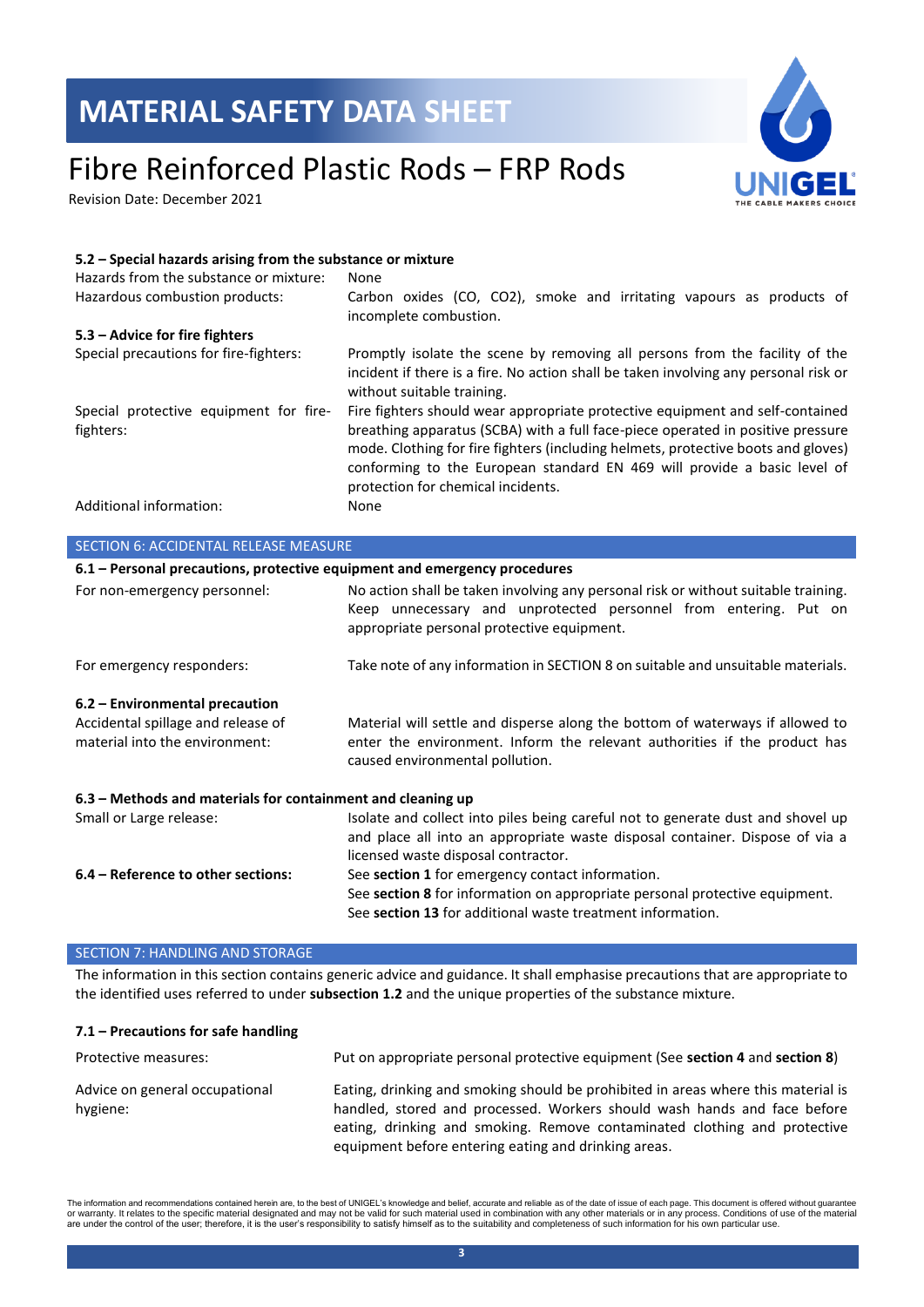### 5.2 – Special hazards arising from the substance or mixture

| | |
|---|---|
| Hazards from the substance or mixture: | None |
| Hazardous combustion products: | Carbon oxides (CO, $CO_2$), smoke and irritating vapours as products of incomplete combustion. |

### 5.3 – Advice for fire fighters

| | |
|---|---|
| Special precautions for fire-fighters: | Promptly isolate the scene by removing all persons from the facility of the incident if there is a fire. No action shall be taken involving any personal risk or without suitable training. |
| Special protective equipment for fire-fighters: | Fire fighters should wear appropriate protective equipment and self-contained breathing apparatus (SCBA) with a full face-piece operated in positive pressure mode. Clothing for fire fighters (including helmets, protective boots and gloves) conforming to the European standard EN 469 will provide a basic level of protection for chemical incidents. |
| Additional information: | None |

## SECTION 6: ACCIDENTAL RELEASE MEASURE

### 6.1 – Personal precautions, protective equipment and emergency procedures

| | |
|---|---|
| For non-emergency personnel: | No action shall be taken involving any personal risk or without suitable training. Keep unnecessary and unprotected personnel from entering. Put on appropriate personal protective equipment. |
| For emergency responders: | Take note of any information in SECTION 8 on suitable and unsuitable materials. |

### 6.2 – Environmental precaution

| | |
|---|---|
| Accidental spillage and release of material into the environment: | Material will settle and disperse along the bottom of waterways if allowed to enter the environment. Inform the relevant authorities if the product has caused environmental pollution. |

### 6.3 – Methods and materials for containment and cleaning up

| | |
|---|---|
| Small or Large release: | Isolate and collect into piles being careful not to generate dust and shovel up and place all into an appropriate waste disposal container. Dispose of via a licensed waste disposal contractor. |
| **6.4 – Reference to other sections:** | See **section 1** for emergency contact information.<br>See **section 8** for information on appropriate personal protective equipment.<br>See **section 13** for additional waste treatment information. |

## SECTION 7: HANDLING AND STORAGE

The information in this section contains generic advice and guidance. It shall emphasise precautions that are appropriate to the identified uses referred to under **subsection 1.2** and the unique properties of the substance mixture.

### 7.1 – Precautions for safe handling

| | |
|---|---|
| Protective measures: | Put on appropriate personal protective equipment (See **section 4** and **section 8**) |
| Advice on general occupational hygiene: | Eating, drinking and smoking should be prohibited in areas where this material is handled, stored and processed. Workers should wash hands and face before eating, drinking and smoking. Remove contaminated clothing and protective equipment before entering eating and drinking areas. |

The information and recommendations contained herein are, to the best of UNIGEL's knowledge and belief, accurate and reliable as of the date of issue of each page. This document is offered without guarantee or warranty. It relates to the specific material designated and may not be valid for such material used in combination with any other materials or in any process. Conditions of use of the material are under the control of the user; therefore, it is the user's responsibility to satisfy himself as to the suitability and completeness of such information for his own particular use.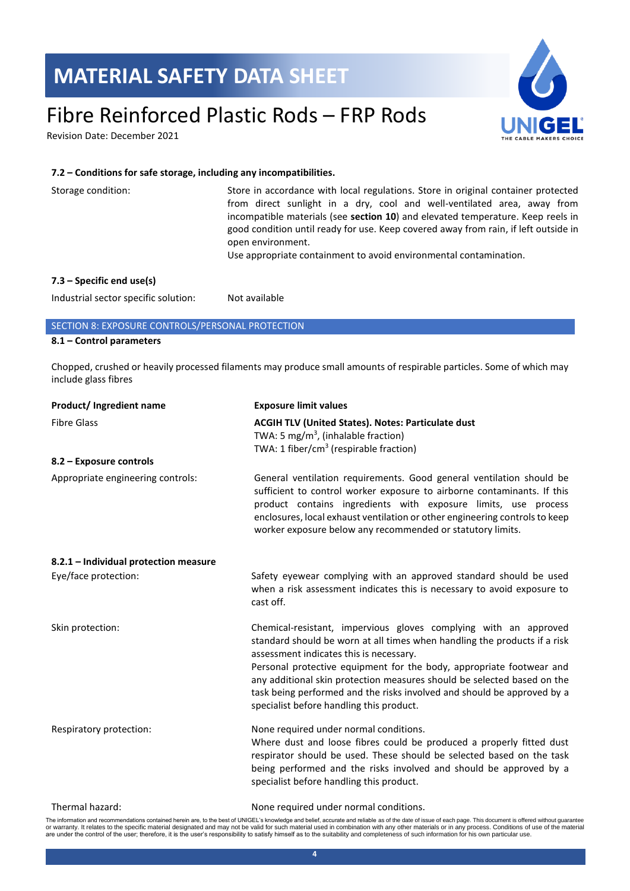**7.2 – Conditions for safe storage, including any incompatibilities.**

| | |
|---|---|
| Storage condition: | Store in accordance with local regulations. Store in original container protected from direct sunlight in a dry, cool and well-ventilated area, away from incompatible materials (see **section 10**) and elevated temperature. Keep reels in good condition until ready for use. Keep covered away from rain, if left outside in open environment.<br>Use appropriate containment to avoid environmental contamination. |

**7.3 – Specific end use(s)**

| | |
|---|---|
| Industrial sector specific solution: | Not available |

## SECTION 8: EXPOSURE CONTROLS/PERSONAL PROTECTION

**8.1 – Control parameters**

Chopped, crushed or heavily processed filaments may produce small amounts of respirable particles. Some of which may include glass fibres

| Product/ Ingredient name | Exposure limit values |
|---|---|
| Fibre Glass | **ACGIH TLV (United States). Notes: Particulate dust**<br>TWA: 5 mg/$m^3$, (inhalable fraction)<br>TWA: 1 fiber/$cm^3$ (respirable fraction) |

**8.2 – Exposure controls**

| | |
|---|---|
| Appropriate engineering controls: | General ventilation requirements. Good general ventilation should be sufficient to control worker exposure to airborne contaminants. If this product contains ingredients with exposure limits, use process enclosures, local exhaust ventilation or other engineering controls to keep worker exposure below any recommended or statutory limits. |

**8.2.1 – Individual protection measure**

| | |
|---|---|
| Eye/face protection: | Safety eyewear complying with an approved standard should be used when a risk assessment indicates this is necessary to avoid exposure to cast off. |
| Skin protection: | Chemical-resistant, impervious gloves complying with an approved standard should be worn at all times when handling the products if a risk assessment indicates this is necessary.<br>Personal protective equipment for the body, appropriate footwear and any additional skin protection measures should be selected based on the task being performed and the risks involved and should be approved by a specialist before handling this product. |
| Respiratory protection: | None required under normal conditions.<br>Where dust and loose fibres could be produced a properly fitted dust respirator should be used. These should be selected based on the task being performed and the risks involved and should be approved by a specialist before handling this product. |
| Thermal hazard: | None required under normal conditions. |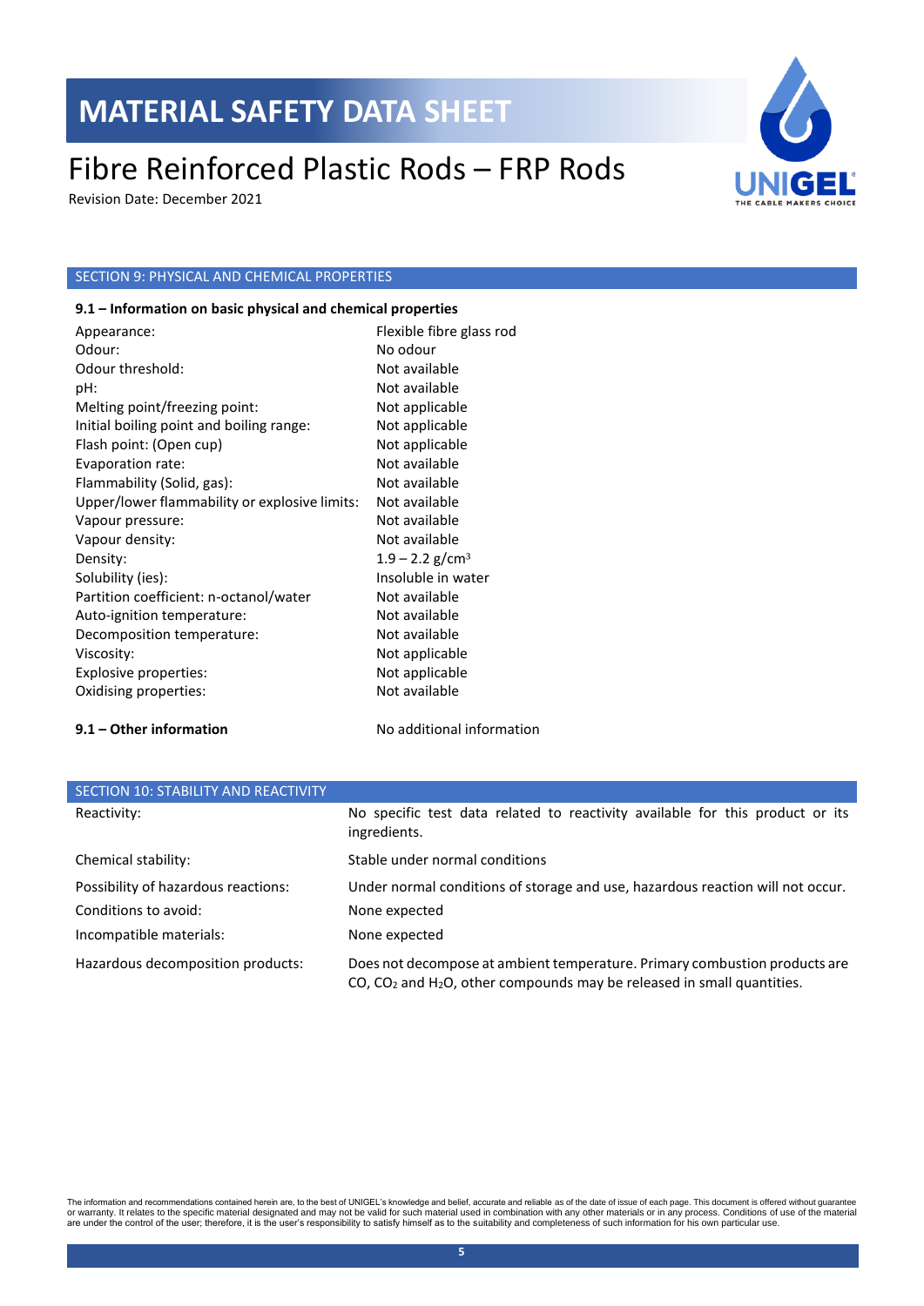# MATERIAL SAFETY DATA SHEET

## Fibre Reinforced Plastic Rods – FRP Rods

Revision Date: December 2021

## SECTION 9: PHYSICAL AND CHEMICAL PROPERTIES

### 9.1 – Information on basic physical and chemical properties

| Property | Value |
|---|---|
| Appearance: | Flexible fibre glass rod |
| Odour: | No odour |
| Odour threshold: | Not available |
| pH: | Not available |
| Melting point/freezing point: | Not applicable |
| Initial boiling point and boiling range: | Not applicable |
| Flash point: (Open cup) | Not applicable |
| Evaporation rate: | Not available |
| Flammability (Solid, gas): | Not available |
| Upper/lower flammability or explosive limits: | Not available |
| Vapour pressure: | Not available |
| Vapour density: | Not available |
| Density: | 1.9 – 2.2 g/cm$^3$ |
| Solubility (ies): | Insoluble in water |
| Partition coefficient: n-octanol/water | Not available |
| Auto-ignition temperature: | Not available |
| Decomposition temperature: | Not available |
| Viscosity: | Not applicable |
| Explosive properties: | Not applicable |
| Oxidising properties: | Not available |

**9.1 – Other information** No additional information

## SECTION 10: STABILITY AND REACTIVITY

| Property | Value |
|---|---|
| Reactivity: | No specific test data related to reactivity available for this product or its ingredients. |
| Chemical stability: | Stable under normal conditions |
| Possibility of hazardous reactions: | Under normal conditions of storage and use, hazardous reaction will not occur. |
| Conditions to avoid: | None expected |
| Incompatible materials: | None expected |
| Hazardous decomposition products: | Does not decompose at ambient temperature. Primary combustion products are CO, $CO_2$ and $H_2O$, other compounds may be released in small quantities. |

The information and recommendations contained herein are, to the best of UNIGEL's knowledge and belief, accurate and reliable as of the date of issue of each page. This document is offered without guarantee or warranty. It relates to the specific material designated and may not be valid for such material used in combination with any other materials or in any process. Conditions of use of the material are under the control of the user; therefore, it is the user's responsibility to satisfy himself as to the suitability and completeness of such information for his own particular use.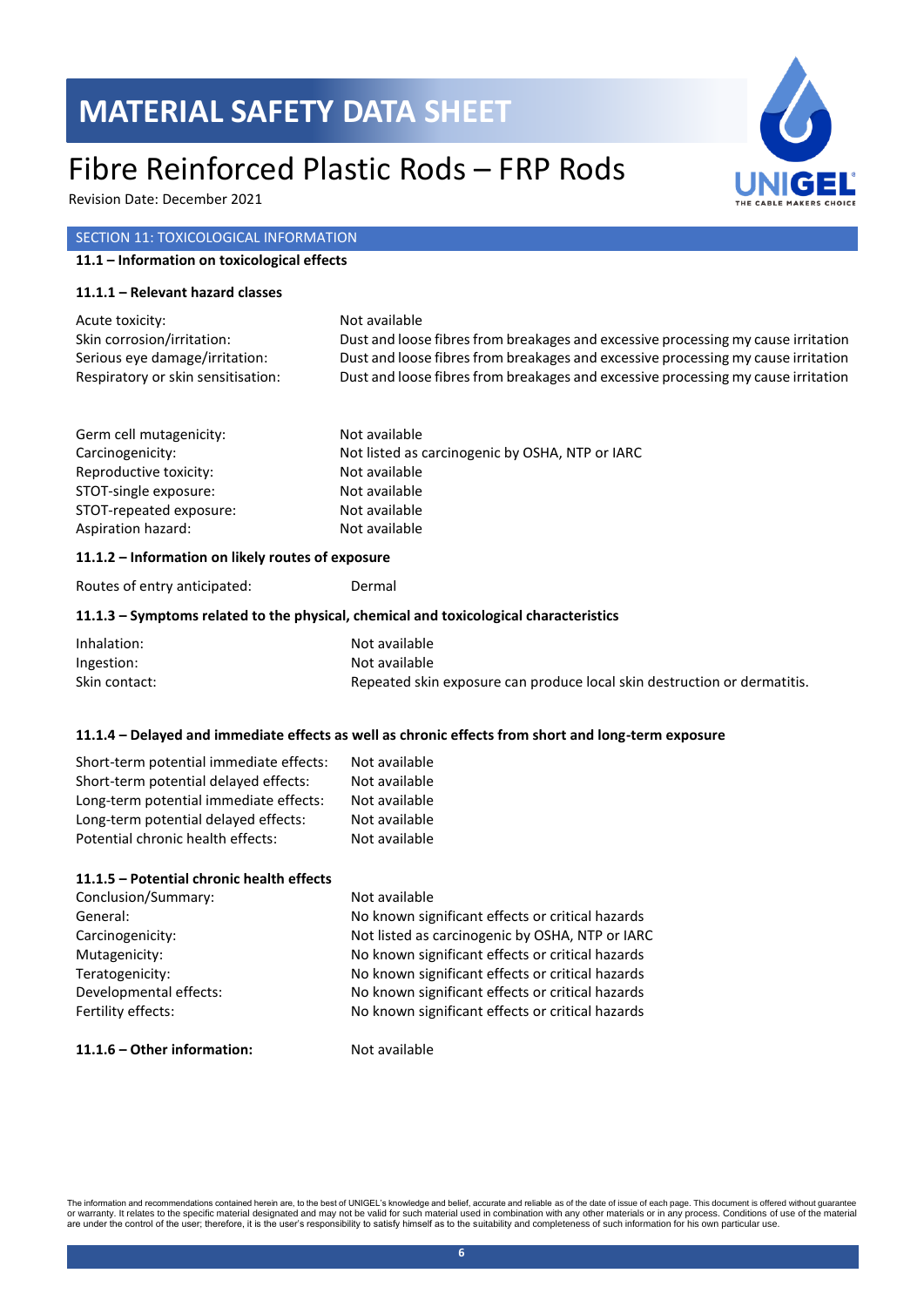# MATERIAL SAFETY DATA SHEET

# Fibre Reinforced Plastic Rods – FRP Rods

Revision Date: December 2021

## SECTION 11: TOXICOLOGICAL INFORMATION

### 11.1 – Information on toxicological effects

#### 11.1.1 – Relevant hazard classes

| | |
|---|---|
| Acute toxicity: | Not available |
| Skin corrosion/irritation: | Dust and loose fibres from breakages and excessive processing my cause irritation |
| Serious eye damage/irritation: | Dust and loose fibres from breakages and excessive processing my cause irritation |
| Respiratory or skin sensitisation: | Dust and loose fibres from breakages and excessive processing my cause irritation |

| | |
|---|---|
| Germ cell mutagenicity: | Not available |
| Carcinogenicity: | Not listed as carcinogenic by OSHA, NTP or IARC |
| Reproductive toxicity: | Not available |
| STOT-single exposure: | Not available |
| STOT-repeated exposure: | Not available |
| Aspiration hazard: | Not available |

#### 11.1.2 – Information on likely routes of exposure

| | |
|---|---|
| Routes of entry anticipated: | Dermal |

#### 11.1.3 – Symptoms related to the physical, chemical and toxicological characteristics

| | |
|---|---|
| Inhalation: | Not available |
| Ingestion: | Not available |
| Skin contact: | Repeated skin exposure can produce local skin destruction or dermatitis. |

#### 11.1.4 – Delayed and immediate effects as well as chronic effects from short and long-term exposure

| | |
|---|---|
| Short-term potential immediate effects: | Not available |
| Short-term potential delayed effects: | Not available |
| Long-term potential immediate effects: | Not available |
| Long-term potential delayed effects: | Not available |
| Potential chronic health effects: | Not available |

#### 11.1.5 – Potential chronic health effects

| | |
|---|---|
| Conclusion/Summary: | Not available |
| General: | No known significant effects or critical hazards |
| Carcinogenicity: | Not listed as carcinogenic by OSHA, NTP or IARC |
| Mutagenicity: | No known significant effects or critical hazards |
| Teratogenicity: | No known significant effects or critical hazards |
| Developmental effects: | No known significant effects or critical hazards |
| Fertility effects: | No known significant effects or critical hazards |

**11.1.6 – Other information:** Not available

The information and recommendations contained herein are, to the best of UNIGEL's knowledge and belief, accurate and reliable as of the date of issue of each page. This document is offered without guarantee or warranty. It relates to the specific material designated and may not be valid for such material used in combination with any other materials or in any process. Conditions of use of the material are under the control of the user; therefore, it is the user's responsibility to satisfy himself as to the suitability and completeness of such information for his own particular use.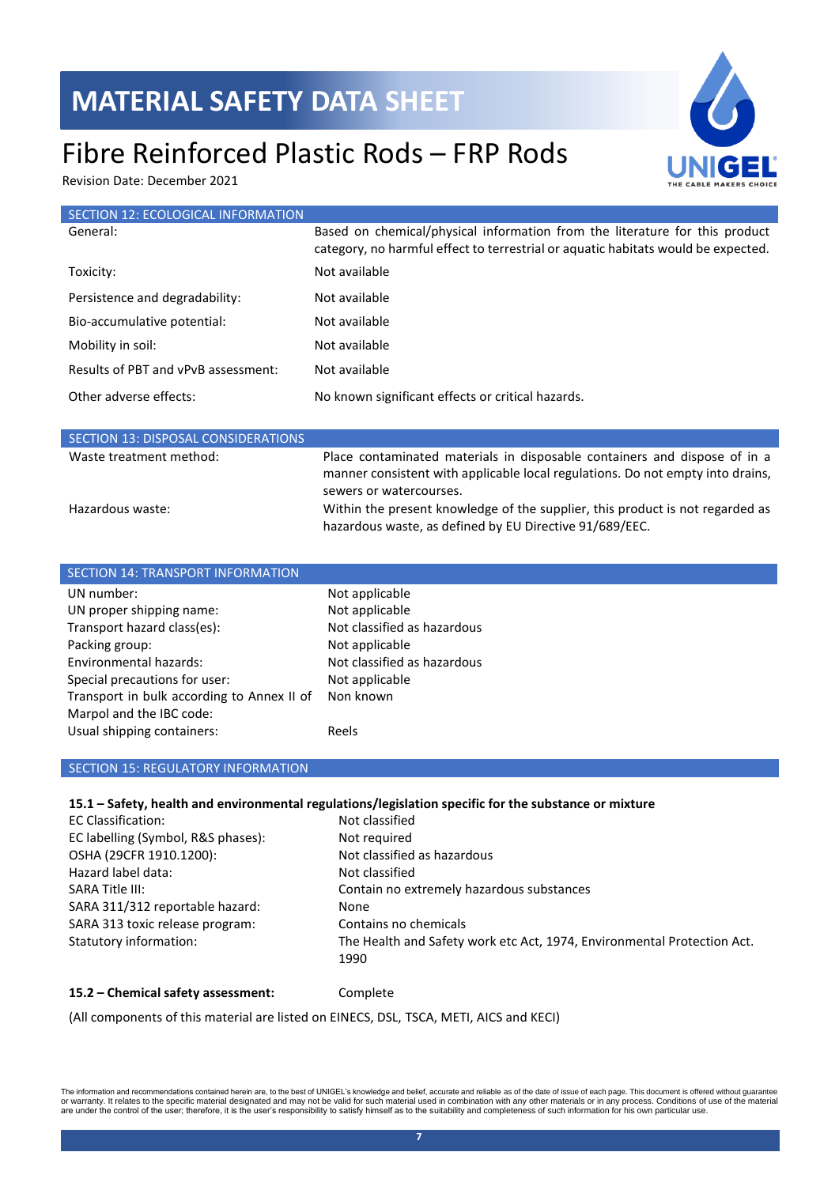## SECTION 12: ECOLOGICAL INFORMATION

| | |
|---|---|
| General: | Based on chemical/physical information from the literature for this product category, no harmful effect to terrestrial or aquatic habitats would be expected. |
| Toxicity: | Not available |
| Persistence and degradability: | Not available |
| Bio-accumulative potential: | Not available |
| Mobility in soil: | Not available |
| Results of PBT and vPvB assessment: | Not available |
| Other adverse effects: | No known significant effects or critical hazards. |

## SECTION 13: DISPOSAL CONSIDERATIONS

| | |
|---|---|
| Waste treatment method: | Place contaminated materials in disposable containers and dispose of in a manner consistent with applicable local regulations. Do not empty into drains, sewers or watercourses. |
| Hazardous waste: | Within the present knowledge of the supplier, this product is not regarded as hazardous waste, as defined by EU Directive 91/689/EEC. |

## SECTION 14: TRANSPORT INFORMATION

| | |
|---|---|
| UN number: | Not applicable |
| UN proper shipping name: | Not applicable |
| Transport hazard class(es): | Not classified as hazardous |
| Packing group: | Not applicable |
| Environmental hazards: | Not classified as hazardous |
| Special precautions for user: | Not applicable |
| Transport in bulk according to Annex II of Marpol and the IBC code: | Non known |
| Usual shipping containers: | Reels |

## SECTION 15: REGULATORY INFORMATION

**15.1 – Safety, health and environmental regulations/legislation specific for the substance or mixture**

| | |
|---|---|
| EC Classification: | Not classified |
| EC labelling (Symbol, R&S phases): | Not required |
| OSHA (29CFR 1910.1200): | Not classified as hazardous |
| Hazard label data: | Not classified |
| SARA Title III: | Contain no extremely hazardous substances |
| SARA 311/312 reportable hazard: | None |
| SARA 313 toxic release program: | Contains no chemicals |
| Statutory information: | The Health and Safety work etc Act, 1974, Environmental Protection Act. 1990 |

**15.2 – Chemical safety assessment:** Complete

(All components of this material are listed on EINECS, DSL, TSCA, METI, AICS and KECI)

The information and recommendations contained herein are, to the best of UNIGEL's knowledge and belief, accurate and reliable as of the date of issue of each page. This document is offered without guarantee or warranty. It relates to the specific material designated and may not be valid for such material used in combination with any other materials or in any process. Conditions of use of the material are under the control of the user; therefore, it is the user's responsibility to satisfy himself as to the suitability and completeness of such information for his own particular use.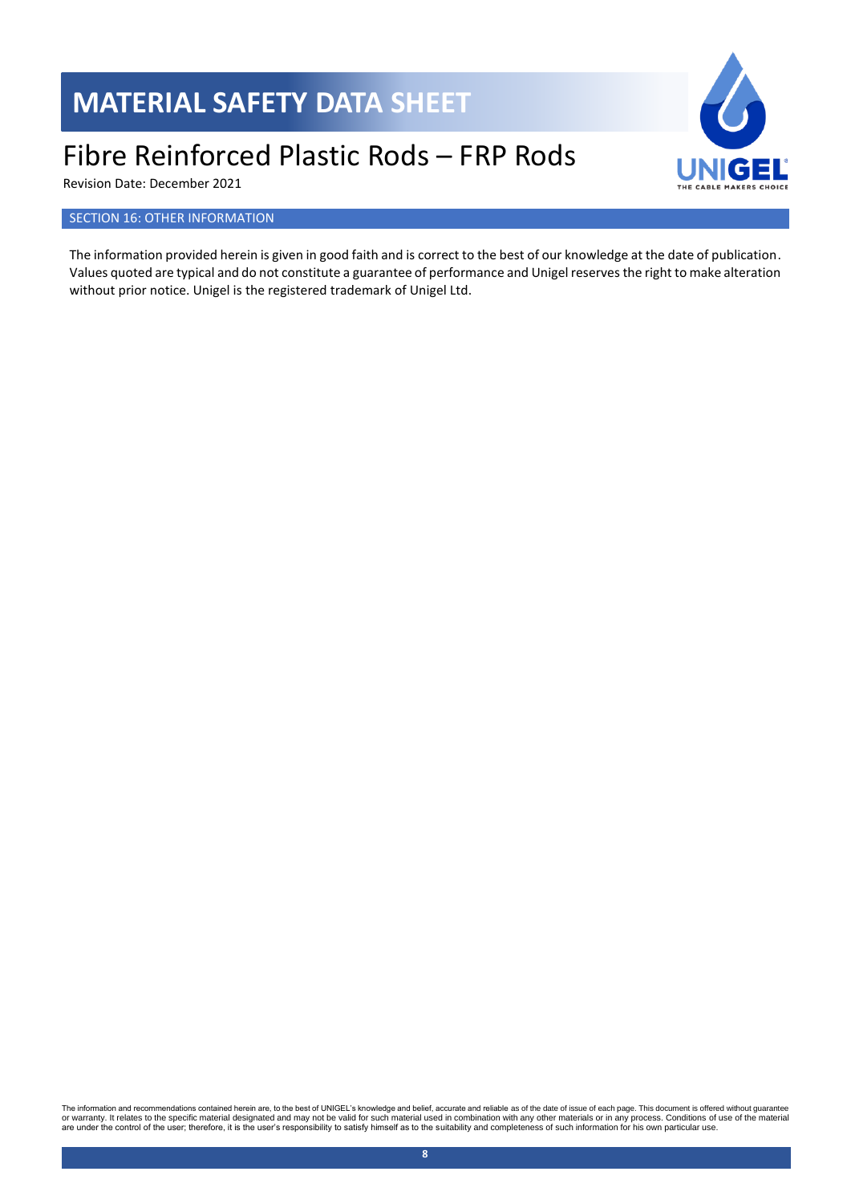## SECTION 16: OTHER INFORMATION

The information provided herein is given in good faith and is correct to the best of our knowledge at the date of publication. Values quoted are typical and do not constitute a guarantee of performance and Unigel reserves the right to make alteration without prior notice. Unigel is the registered trademark of Unigel Ltd.